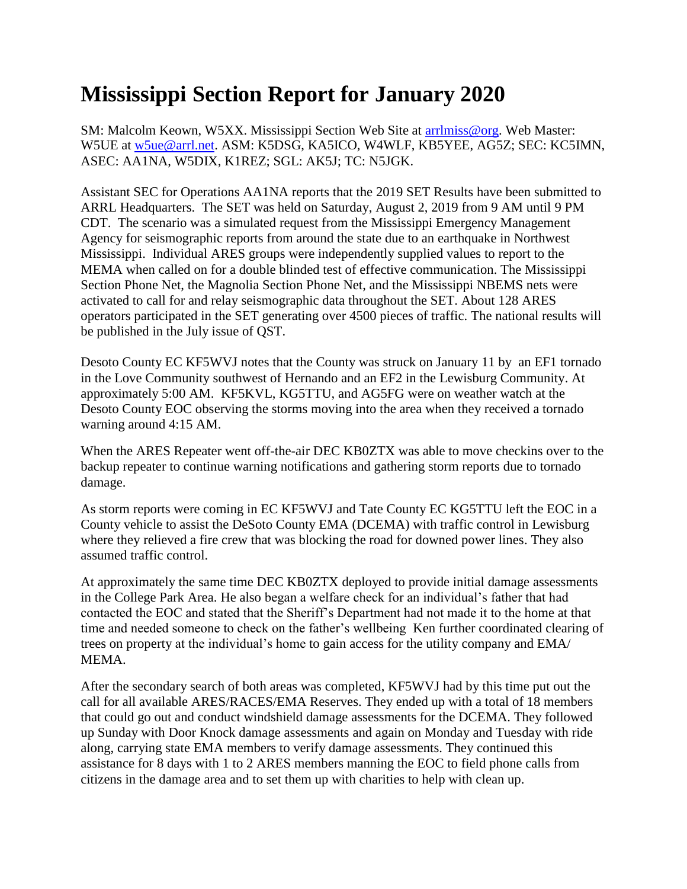# Mississippi Section Report for January 2020

SM: Malcolm Keown, W5XX. Mississippi Section Web Site at arrlmiss@org. Web Master: W5UE at w5ue@arrl.net. ASM: K5DSG, KA5ICO, W4WLF, KB5YEE, AG5Z; SEC: KC5IMN, ASEC: AA1NA, W5DIX, K1REZ; SGL: AK5J; TC: N5JGK.

Assistant SEC for Operations AA1NA reports that the 2019 SET Results have been submitted to ARRL Headquarters. The SET was held on Saturday, August 2, 2019 from 9 AM until 9 PM CDT. The scenario was a simulated request from the Mississippi Emergency Management Agency for seismographic reports from around the state due to an earthquake in Northwest Mississippi. Individual ARES groups were independently supplied values to report to the MEMA when called on for a double blinded test of effective communication. The Mississippi Section Phone Net, the Magnolia Section Phone Net, and the Mississippi NBEMS nets were activated to call for and relay seismographic data throughout the SET. About 128 ARES operators participated in the SET generating over 4500 pieces of traffic. The national results will be published in the July issue of QST.

Desoto County EC KF5WVJ notes that the County was struck on January 11 by an EF1 tornado in the Love Community southwest of Hernando and an EF2 in the Lewisburg Community. At approximately 5:00 AM. KF5KVL, KG5TTU, and AG5FG were on weather watch at the Desoto County EOC observing the storms moving into the area when they received a tornado warning around 4:15 AM.

When the ARES Repeater went off-the-air DEC KB0ZTX was able to move checkins over to the backup repeater to continue warning notifications and gathering storm reports due to tornado damage.

As storm reports were coming in EC KF5WVJ and Tate County EC KG5TTU left the EOC in a County vehicle to assist the DeSoto County EMA (DCEMA) with traffic control in Lewisburg where they relieved a fire crew that was blocking the road for downed power lines. They also assumed traffic control.

At approximately the same time DEC KB0ZTX deployed to provide initial damage assessments in the College Park Area. He also began a welfare check for an individual's father that had contacted the EOC and stated that the Sheriff's Department had not made it to the home at that time and needed someone to check on the father's wellbeing Ken further coordinated clearing of trees on property at the individual's home to gain access for the utility company and EMA/ MEMA.

After the secondary search of both areas was completed, KF5WVJ had by this time put out the call for all available ARES/RACES/EMA Reserves. They ended up with a total of 18 members that could go out and conduct windshield damage assessments for the DCEMA. They followed up Sunday with Door Knock damage assessments and again on Monday and Tuesday with ride along, carrying state EMA members to verify damage assessments. They continued this assistance for 8 days with 1 to 2 ARES members manning the EOC to field phone calls from citizens in the damage area and to set them up with charities to help with clean up.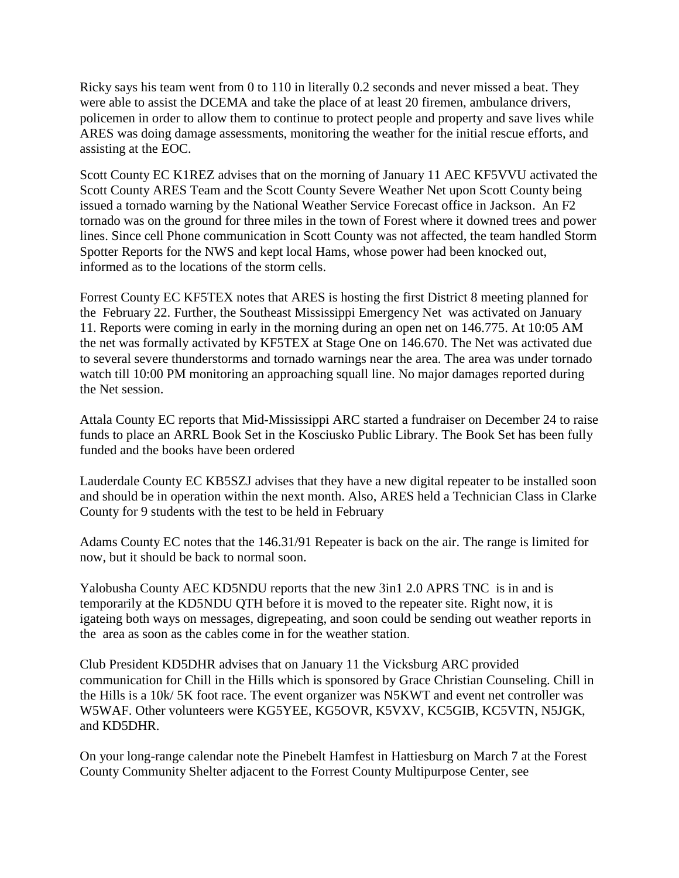Ricky says his team went from 0 to 110 in literally 0.2 seconds and never missed a beat. They were able to assist the DCEMA and take the place of at least 20 firemen, ambulance drivers, policemen in order to allow them to continue to protect people and property and save lives while ARES was doing damage assessments, monitoring the weather for the initial rescue efforts, and assisting at the EOC.

Scott County EC K1REZ advises that on the morning of January 11 AEC KF5VVU activated the Scott County ARES Team and the Scott County Severe Weather Net upon Scott County being issued a tornado warning by the National Weather Service Forecast office in Jackson. An F2 tornado was on the ground for three miles in the town of Forest where it downed trees and power lines. Since cell Phone communication in Scott County was not affected, the team handled Storm Spotter Reports for the NWS and kept local Hams, whose power had been knocked out, informed as to the locations of the storm cells.

Forrest County EC KF5TEX notes that ARES is hosting the first District 8 meeting planned for the February 22. Further, the Southeast Mississippi Emergency Net was activated on January 11. Reports were coming in early in the morning during an open net on 146.775. At 10:05 AM the net was formally activated by KF5TEX at Stage One on 146.670. The Net was activated due to several severe thunderstorms and tornado warnings near the area. The area was under tornado watch till 10:00 PM monitoring an approaching squall line. No major damages reported during the Net session.

Attala County EC reports that Mid-Mississippi ARC started a fundraiser on December 24 to raise funds to place an ARRL Book Set in the Kosciusko Public Library. The Book Set has been fully funded and the books have been ordered

Lauderdale County EC KB5SZJ advises that they have a new digital repeater to be installed soon and should be in operation within the next month. Also, ARES held a Technician Class in Clarke County for 9 students with the test to be held in February

Adams County EC notes that the 146.31/91 Repeater is back on the air. The range is limited for now, but it should be back to normal soon.

Yalobusha County AEC KD5NDU reports that the new 3in1 2.0 APRS TNC is in and is temporarily at the KD5NDU QTH before it is moved to the repeater site. Right now, it is igateing both ways on messages, digrepeating, and soon could be sending out weather reports in the area as soon as the cables come in for the weather station.

Club President KD5DHR advises that on January 11 the Vicksburg ARC provided communication for Chill in the Hills which is sponsored by Grace Christian Counseling. Chill in the Hills is a 10k/ 5K foot race. The event organizer was N5KWT and event net controller was W5WAF. Other volunteers were KG5YEE, KG5OVR, K5VXV, KC5GIB, KC5VTN, N5JGK, and KD5DHR.

On your long-range calendar note the Pinebelt Hamfest in Hattiesburg on March 7 at the Forest County Community Shelter adjacent to the Forrest County Multipurpose Center, see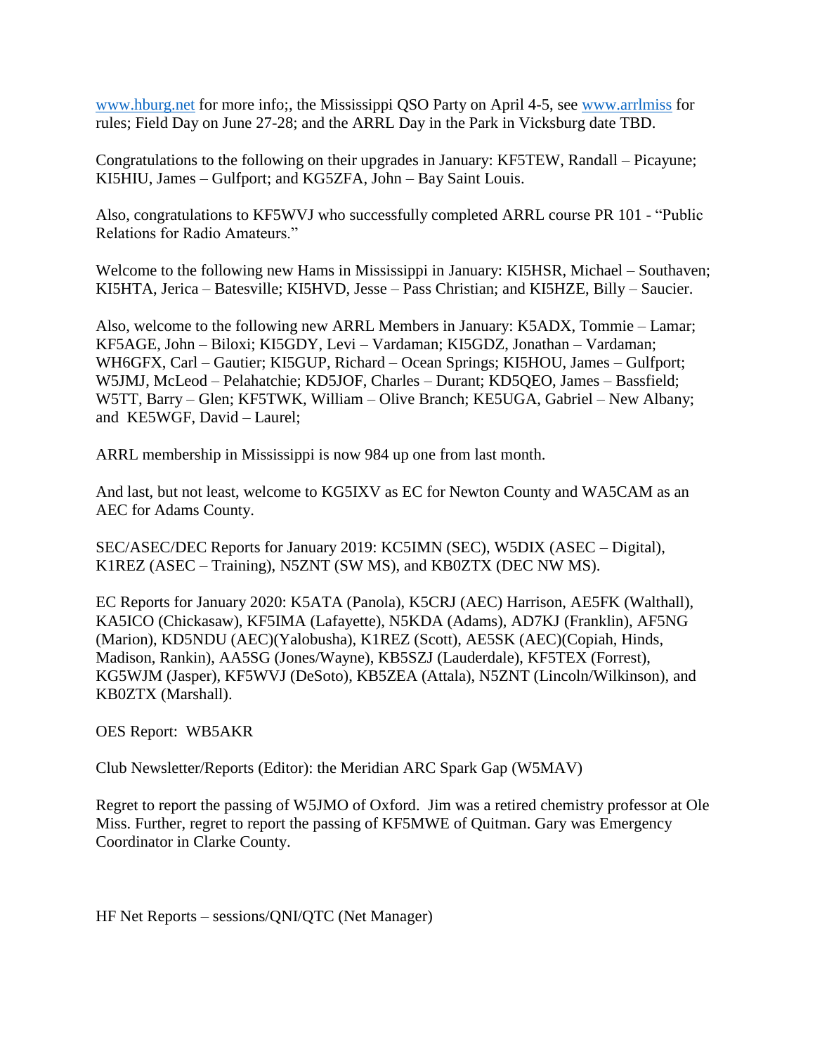www.hburg.net for more info;, the Mississippi QSO Party on April 4-5, see www.arrlmiss for rules; Field Day on June 27-28; and the ARRL Day in the Park in Vicksburg date TBD.

Congratulations to the following on their upgrades in January: KF5TEW, Randall – Picayune; KI5HIU, James – Gulfport; and KG5ZFA, John – Bay Saint Louis.

Also, congratulations to KF5WVJ who successfully completed ARRL course PR 101 - "Public Relations for Radio Amateurs."

Welcome to the following new Hams in Mississippi in January: KI5HSR, Michael – Southaven; KI5HTA, Jerica – Batesville; KI5HVD, Jesse – Pass Christian; and KI5HZE, Billy – Saucier.

Also, welcome to the following new ARRL Members in January: K5ADX, Tommie – Lamar; KF5AGE, John – Biloxi; KI5GDY, Levi – Vardaman; KI5GDZ, Jonathan – Vardaman; WH6GFX, Carl – Gautier; KI5GUP, Richard – Ocean Springs; KI5HOU, James – Gulfport; W5JMJ, McLeod – Pelahatchie; KD5JOF, Charles – Durant; KD5QEO, James – Bassfield; W5TT, Barry – Glen; KF5TWK, William – Olive Branch; KE5UGA, Gabriel – New Albany; and KE5WGF, David – Laurel;

ARRL membership in Mississippi is now 984 up one from last month.

And last, but not least, welcome to KG5IXV as EC for Newton County and WA5CAM as an AEC for Adams County.

SEC/ASEC/DEC Reports for January 2019: KC5IMN (SEC), W5DIX (ASEC – Digital), K1REZ (ASEC – Training), N5ZNT (SW MS), and KB0ZTX (DEC NW MS).

EC Reports for January 2020: K5ATA (Panola), K5CRJ (AEC) Harrison, AE5FK (Walthall), KA5ICO (Chickasaw), KF5IMA (Lafayette), N5KDA (Adams), AD7KJ (Franklin), AF5NG (Marion), KD5NDU (AEC)(Yalobusha), K1REZ (Scott), AE5SK (AEC)(Copiah, Hinds, Madison, Rankin), AA5SG (Jones/Wayne), KB5SZJ (Lauderdale), KF5TEX (Forrest), KG5WJM (Jasper), KF5WVJ (DeSoto), KB5ZEA (Attala), N5ZNT (Lincoln/Wilkinson), and KB0ZTX (Marshall).

OES Report: WB5AKR

Club Newsletter/Reports (Editor): the Meridian ARC Spark Gap (W5MAV)

Regret to report the passing of W5JMO of Oxford. Jim was a retired chemistry professor at Ole Miss. Further, regret to report the passing of KF5MWE of Quitman. Gary was Emergency Coordinator in Clarke County.

HF Net Reports – sessions/QNI/QTC (Net Manager)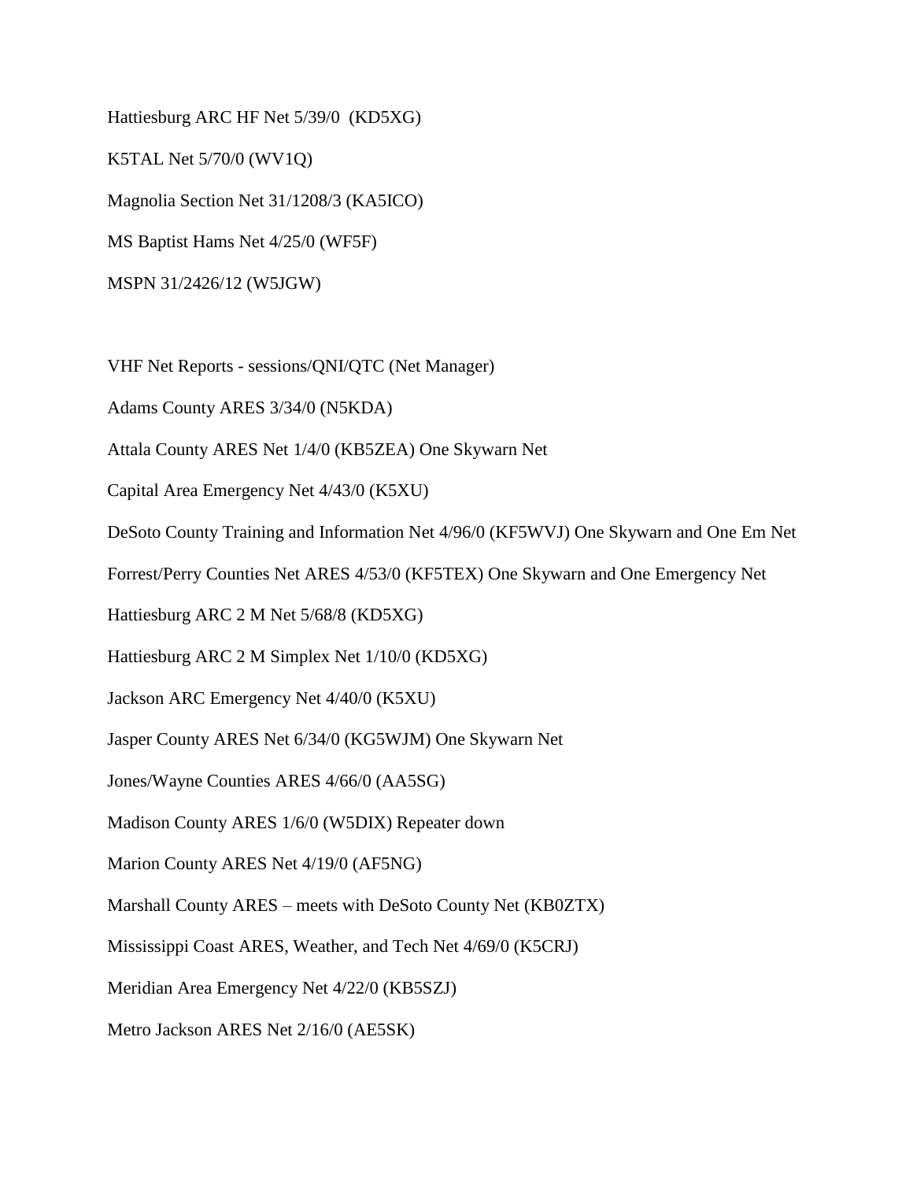Hattiesburg ARC HF Net 5/39/0 (KD5XG)

K5TAL Net 5/70/0 (WV1Q)

Magnolia Section Net 31/1208/3 (KA5ICO)

MS Baptist Hams Net 4/25/0 (WF5F)

MSPN 31/2426/12 (W5JGW)

VHF Net Reports - sessions/QNI/QTC (Net Manager)

Adams County ARES 3/34/0 (N5KDA)

Attala County ARES Net 1/4/0 (KB5ZEA) One Skywarn Net

Capital Area Emergency Net 4/43/0 (K5XU)

DeSoto County Training and Information Net 4/96/0 (KF5WVJ) One Skywarn and One Em Net

Forrest/Perry Counties Net ARES 4/53/0 (KF5TEX) One Skywarn and One Emergency Net

Hattiesburg ARC 2 M Net 5/68/8 (KD5XG)

Hattiesburg ARC 2 M Simplex Net 1/10/0 (KD5XG)

Jackson ARC Emergency Net 4/40/0 (K5XU)

Jasper County ARES Net 6/34/0 (KG5WJM) One Skywarn Net

Jones/Wayne Counties ARES 4/66/0 (AA5SG)

Madison County ARES 1/6/0 (W5DIX) Repeater down

Marion County ARES Net 4/19/0 (AF5NG)

Marshall County ARES – meets with DeSoto County Net (KB0ZTX)

Mississippi Coast ARES, Weather, and Tech Net 4/69/0 (K5CRJ)

Meridian Area Emergency Net 4/22/0 (KB5SZJ)

Metro Jackson ARES Net 2/16/0 (AE5SK)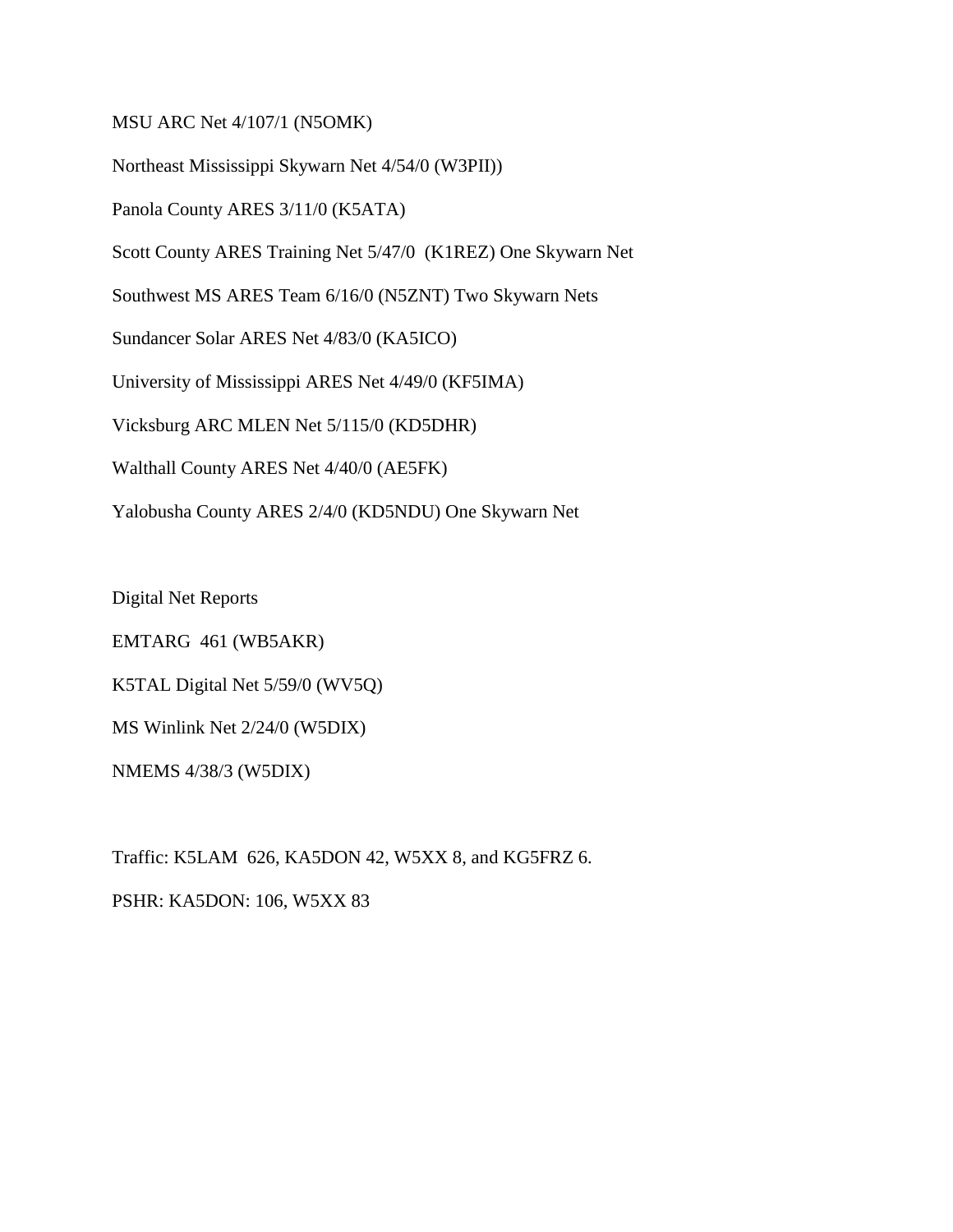MSU ARC Net 4/107/1 (N5OMK)

Northeast Mississippi Skywarn Net 4/54/0 (W3PII))

Panola County ARES 3/11/0 (K5ATA)

Scott County ARES Training Net 5/47/0  (K1REZ) One Skywarn Net

Southwest MS ARES Team 6/16/0 (N5ZNT) Two Skywarn Nets

Sundancer Solar ARES Net 4/83/0 (KA5ICO)

University of Mississippi ARES Net 4/49/0 (KF5IMA)

Vicksburg ARC MLEN Net 5/115/0 (KD5DHR)

Walthall County ARES Net 4/40/0 (AE5FK)

Yalobusha County ARES 2/4/0 (KD5NDU) One Skywarn Net

Digital Net Reports

EMTARG  461 (WB5AKR)

K5TAL Digital Net 5/59/0 (WV5Q)

MS Winlink Net 2/24/0 (W5DIX)

NMEMS 4/38/3 (W5DIX)

Traffic: K5LAM  626, KA5DON 42, W5XX 8, and KG5FRZ 6.

PSHR: KA5DON: 106, W5XX 83